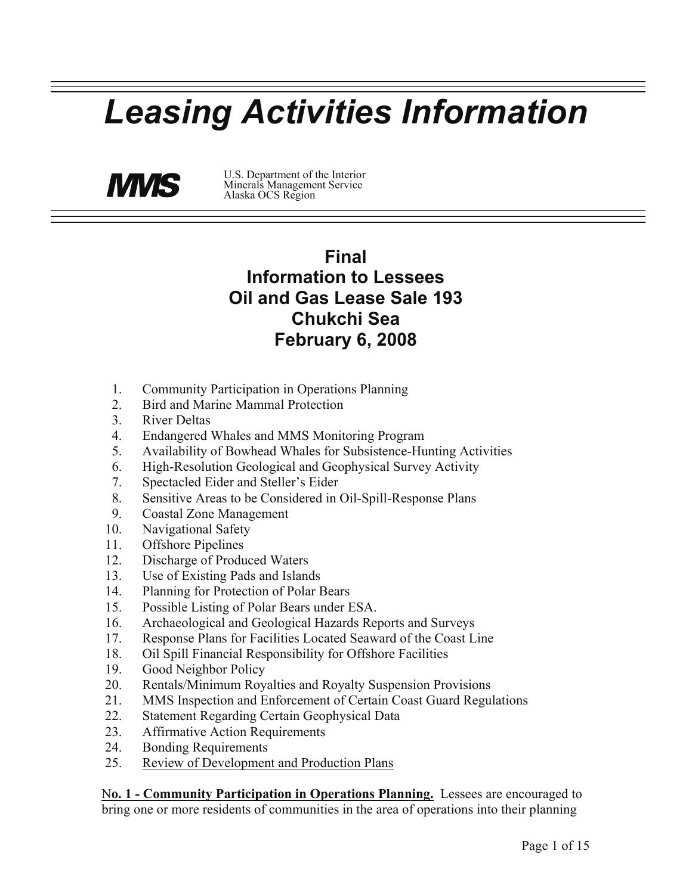# Leasing Activities Information

**MMS**

U.S. Department of the Interior
Minerals Management Service
Alaska OCS Region

## Final
## Information to Lessees
## Oil and Gas Lease Sale 193
## Chukchi Sea
## February 6, 2008

1. Community Participation in Operations Planning
2. Bird and Marine Mammal Protection
3. River Deltas
4. Endangered Whales and MMS Monitoring Program
5. Availability of Bowhead Whales for Subsistence-Hunting Activities
6. High-Resolution Geological and Geophysical Survey Activity
7. Spectacled Eider and Steller's Eider
8. Sensitive Areas to be Considered in Oil-Spill-Response Plans
9. Coastal Zone Management
10. Navigational Safety
11. Offshore Pipelines
12. Discharge of Produced Waters
13. Use of Existing Pads and Islands
14. Planning for Protection of Polar Bears
15. Possible Listing of Polar Bears under ESA.
16. Archaeological and Geological Hazards Reports and Surveys
17. Response Plans for Facilities Located Seaward of the Coast Line
18. Oil Spill Financial Responsibility for Offshore Facilities
19. Good Neighbor Policy
20. Rentals/Minimum Royalties and Royalty Suspension Provisions
21. MMS Inspection and Enforcement of Certain Coast Guard Regulations
22. Statement Regarding Certain Geophysical Data
23. Affirmative Action Requirements
24. Bonding Requirements
25. Review of Development and Production Plans

**No. 1 - Community Participation in Operations Planning.** Lessees are encouraged to bring one or more residents of communities in the area of operations into their planning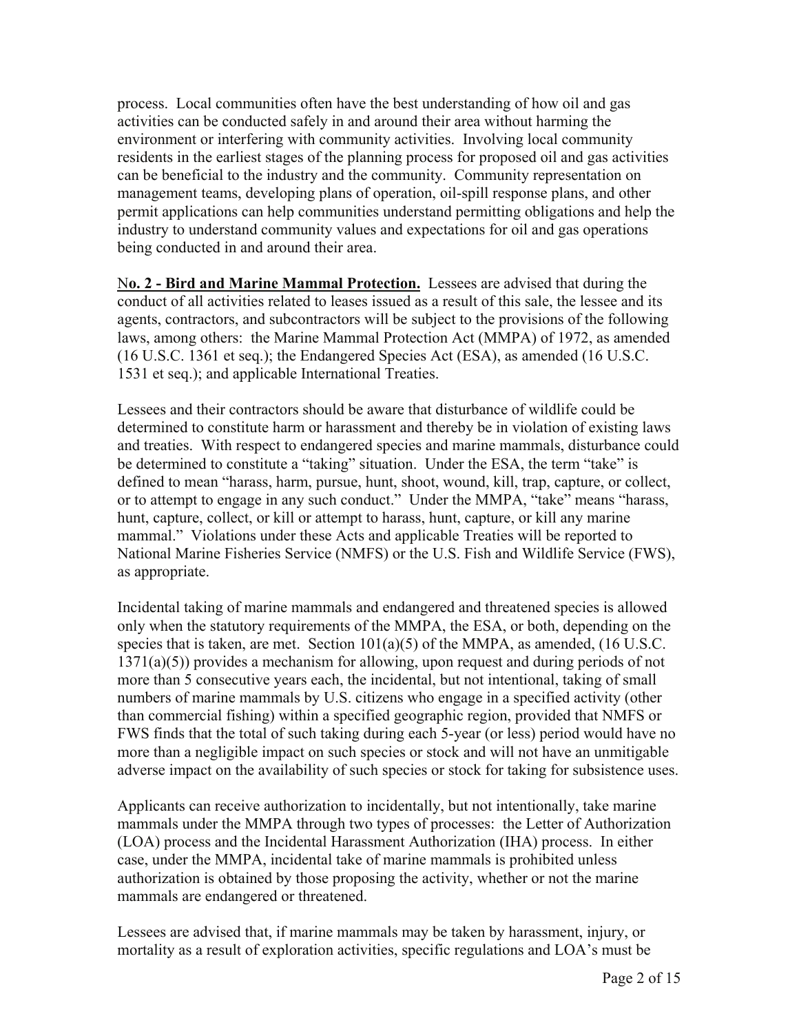process. Local communities often have the best understanding of how oil and gas activities can be conducted safely in and around their area without harming the environment or interfering with community activities. Involving local community residents in the earliest stages of the planning process for proposed oil and gas activities can be beneficial to the industry and the community. Community representation on management teams, developing plans of operation, oil-spill response plans, and other permit applications can help communities understand permitting obligations and help the industry to understand community values and expectations for oil and gas operations being conducted in and around their area.

**No. 2 - Bird and Marine Mammal Protection.** Lessees are advised that during the conduct of all activities related to leases issued as a result of this sale, the lessee and its agents, contractors, and subcontractors will be subject to the provisions of the following laws, among others: the Marine Mammal Protection Act (MMPA) of 1972, as amended (16 U.S.C. 1361 et seq.); the Endangered Species Act (ESA), as amended (16 U.S.C. 1531 et seq.); and applicable International Treaties.

Lessees and their contractors should be aware that disturbance of wildlife could be determined to constitute harm or harassment and thereby be in violation of existing laws and treaties. With respect to endangered species and marine mammals, disturbance could be determined to constitute a "taking" situation. Under the ESA, the term "take" is defined to mean "harass, harm, pursue, hunt, shoot, wound, kill, trap, capture, or collect, or to attempt to engage in any such conduct." Under the MMPA, "take" means "harass, hunt, capture, collect, or kill or attempt to harass, hunt, capture, or kill any marine mammal." Violations under these Acts and applicable Treaties will be reported to National Marine Fisheries Service (NMFS) or the U.S. Fish and Wildlife Service (FWS), as appropriate.

Incidental taking of marine mammals and endangered and threatened species is allowed only when the statutory requirements of the MMPA, the ESA, or both, depending on the species that is taken, are met. Section 101(a)(5) of the MMPA, as amended, (16 U.S.C. 1371(a)(5)) provides a mechanism for allowing, upon request and during periods of not more than 5 consecutive years each, the incidental, but not intentional, taking of small numbers of marine mammals by U.S. citizens who engage in a specified activity (other than commercial fishing) within a specified geographic region, provided that NMFS or FWS finds that the total of such taking during each 5-year (or less) period would have no more than a negligible impact on such species or stock and will not have an unmitigable adverse impact on the availability of such species or stock for taking for subsistence uses.

Applicants can receive authorization to incidentally, but not intentionally, take marine mammals under the MMPA through two types of processes: the Letter of Authorization (LOA) process and the Incidental Harassment Authorization (IHA) process. In either case, under the MMPA, incidental take of marine mammals is prohibited unless authorization is obtained by those proposing the activity, whether or not the marine mammals are endangered or threatened.

Lessees are advised that, if marine mammals may be taken by harassment, injury, or mortality as a result of exploration activities, specific regulations and LOA's must be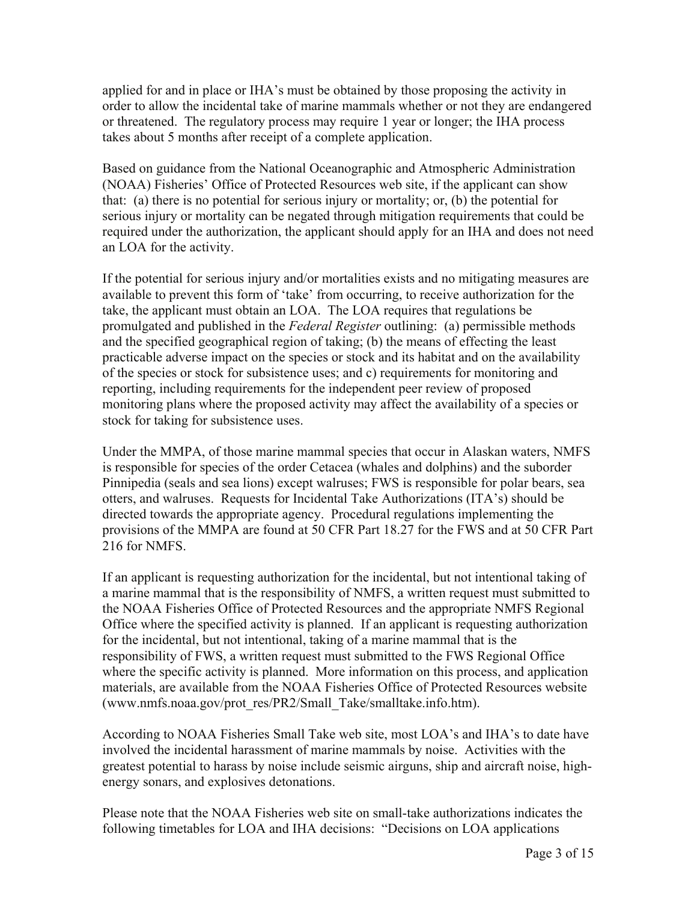applied for and in place or IHA's must be obtained by those proposing the activity in order to allow the incidental take of marine mammals whether or not they are endangered or threatened. The regulatory process may require 1 year or longer; the IHA process takes about 5 months after receipt of a complete application.

Based on guidance from the National Oceanographic and Atmospheric Administration (NOAA) Fisheries' Office of Protected Resources web site, if the applicant can show that: (a) there is no potential for serious injury or mortality; or, (b) the potential for serious injury or mortality can be negated through mitigation requirements that could be required under the authorization, the applicant should apply for an IHA and does not need an LOA for the activity.

If the potential for serious injury and/or mortalities exists and no mitigating measures are available to prevent this form of 'take' from occurring, to receive authorization for the take, the applicant must obtain an LOA. The LOA requires that regulations be promulgated and published in the *Federal Register* outlining: (a) permissible methods and the specified geographical region of taking; (b) the means of effecting the least practicable adverse impact on the species or stock and its habitat and on the availability of the species or stock for subsistence uses; and c) requirements for monitoring and reporting, including requirements for the independent peer review of proposed monitoring plans where the proposed activity may affect the availability of a species or stock for taking for subsistence uses.

Under the MMPA, of those marine mammal species that occur in Alaskan waters, NMFS is responsible for species of the order Cetacea (whales and dolphins) and the suborder Pinnipedia (seals and sea lions) except walruses; FWS is responsible for polar bears, sea otters, and walruses. Requests for Incidental Take Authorizations (ITA's) should be directed towards the appropriate agency. Procedural regulations implementing the provisions of the MMPA are found at 50 CFR Part 18.27 for the FWS and at 50 CFR Part 216 for NMFS.

If an applicant is requesting authorization for the incidental, but not intentional taking of a marine mammal that is the responsibility of NMFS, a written request must submitted to the NOAA Fisheries Office of Protected Resources and the appropriate NMFS Regional Office where the specified activity is planned. If an applicant is requesting authorization for the incidental, but not intentional, taking of a marine mammal that is the responsibility of FWS, a written request must submitted to the FWS Regional Office where the specific activity is planned. More information on this process, and application materials, are available from the NOAA Fisheries Office of Protected Resources website (www.nmfs.noaa.gov/prot_res/PR2/Small_Take/smalltake.info.htm).

According to NOAA Fisheries Small Take web site, most LOA's and IHA's to date have involved the incidental harassment of marine mammals by noise. Activities with the greatest potential to harass by noise include seismic airguns, ship and aircraft noise, high-energy sonars, and explosives detonations.

Please note that the NOAA Fisheries web site on small-take authorizations indicates the following timetables for LOA and IHA decisions: "Decisions on LOA applications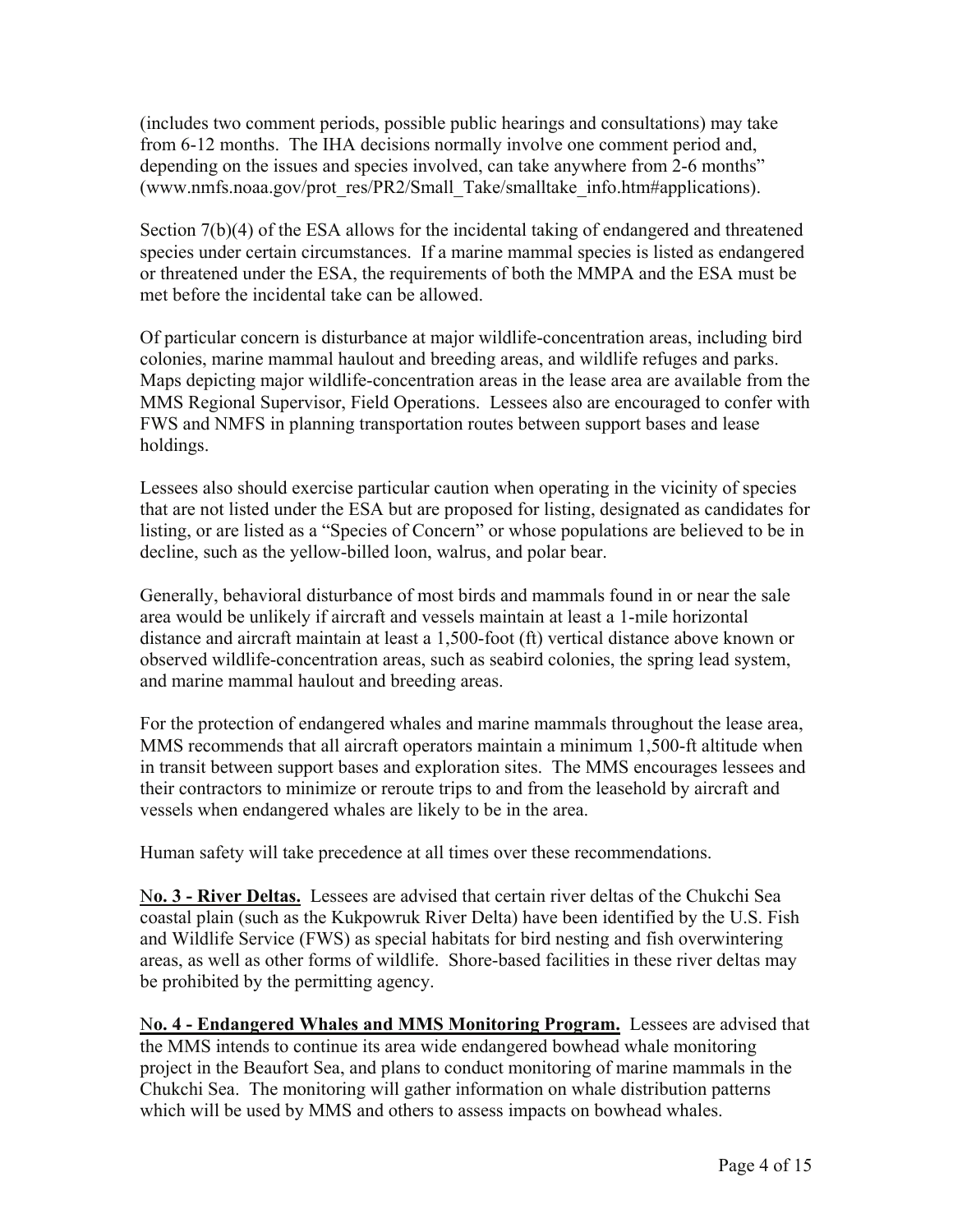(includes two comment periods, possible public hearings and consultations) may take from 6-12 months. The IHA decisions normally involve one comment period and, depending on the issues and species involved, can take anywhere from 2-6 months" (www.nmfs.noaa.gov/prot_res/PR2/Small_Take/smalltake_info.htm#applications).

Section 7(b)(4) of the ESA allows for the incidental taking of endangered and threatened species under certain circumstances. If a marine mammal species is listed as endangered or threatened under the ESA, the requirements of both the MMPA and the ESA must be met before the incidental take can be allowed.

Of particular concern is disturbance at major wildlife-concentration areas, including bird colonies, marine mammal haulout and breeding areas, and wildlife refuges and parks. Maps depicting major wildlife-concentration areas in the lease area are available from the MMS Regional Supervisor, Field Operations. Lessees also are encouraged to confer with FWS and NMFS in planning transportation routes between support bases and lease holdings.

Lessees also should exercise particular caution when operating in the vicinity of species that are not listed under the ESA but are proposed for listing, designated as candidates for listing, or are listed as a "Species of Concern" or whose populations are believed to be in decline, such as the yellow-billed loon, walrus, and polar bear.

Generally, behavioral disturbance of most birds and mammals found in or near the sale area would be unlikely if aircraft and vessels maintain at least a 1-mile horizontal distance and aircraft maintain at least a 1,500-foot (ft) vertical distance above known or observed wildlife-concentration areas, such as seabird colonies, the spring lead system, and marine mammal haulout and breeding areas.

For the protection of endangered whales and marine mammals throughout the lease area, MMS recommends that all aircraft operators maintain a minimum 1,500-ft altitude when in transit between support bases and exploration sites. The MMS encourages lessees and their contractors to minimize or reroute trips to and from the leasehold by aircraft and vessels when endangered whales are likely to be in the area.

Human safety will take precedence at all times over these recommendations.

**No. 3 - River Deltas.** Lessees are advised that certain river deltas of the Chukchi Sea coastal plain (such as the Kukpowruk River Delta) have been identified by the U.S. Fish and Wildlife Service (FWS) as special habitats for bird nesting and fish overwintering areas, as well as other forms of wildlife. Shore-based facilities in these river deltas may be prohibited by the permitting agency.

**No. 4 - Endangered Whales and MMS Monitoring Program.** Lessees are advised that the MMS intends to continue its area wide endangered bowhead whale monitoring project in the Beaufort Sea, and plans to conduct monitoring of marine mammals in the Chukchi Sea. The monitoring will gather information on whale distribution patterns which will be used by MMS and others to assess impacts on bowhead whales.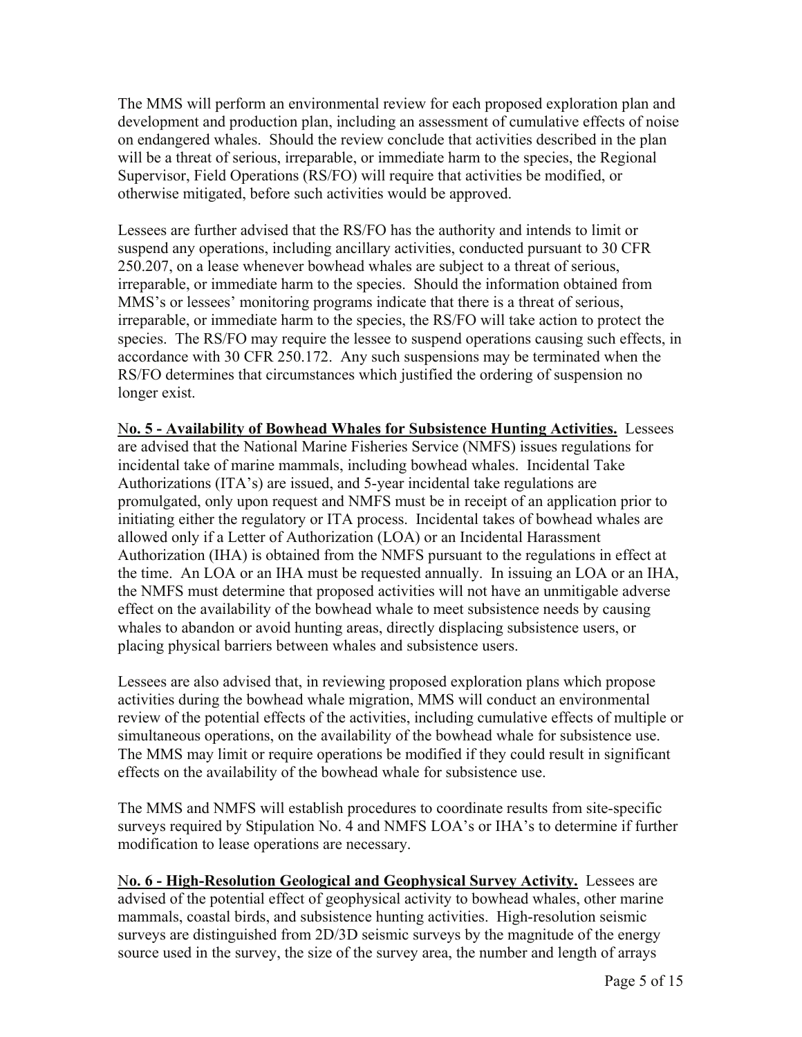The MMS will perform an environmental review for each proposed exploration plan and development and production plan, including an assessment of cumulative effects of noise on endangered whales. Should the review conclude that activities described in the plan will be a threat of serious, irreparable, or immediate harm to the species, the Regional Supervisor, Field Operations (RS/FO) will require that activities be modified, or otherwise mitigated, before such activities would be approved.

Lessees are further advised that the RS/FO has the authority and intends to limit or suspend any operations, including ancillary activities, conducted pursuant to 30 CFR 250.207, on a lease whenever bowhead whales are subject to a threat of serious, irreparable, or immediate harm to the species. Should the information obtained from MMS's or lessees' monitoring programs indicate that there is a threat of serious, irreparable, or immediate harm to the species, the RS/FO will take action to protect the species. The RS/FO may require the lessee to suspend operations causing such effects, in accordance with 30 CFR 250.172. Any such suspensions may be terminated when the RS/FO determines that circumstances which justified the ordering of suspension no longer exist.

**No. 5 - Availability of Bowhead Whales for Subsistence Hunting Activities.** Lessees are advised that the National Marine Fisheries Service (NMFS) issues regulations for incidental take of marine mammals, including bowhead whales. Incidental Take Authorizations (ITA's) are issued, and 5-year incidental take regulations are promulgated, only upon request and NMFS must be in receipt of an application prior to initiating either the regulatory or ITA process. Incidental takes of bowhead whales are allowed only if a Letter of Authorization (LOA) or an Incidental Harassment Authorization (IHA) is obtained from the NMFS pursuant to the regulations in effect at the time. An LOA or an IHA must be requested annually. In issuing an LOA or an IHA, the NMFS must determine that proposed activities will not have an unmitigable adverse effect on the availability of the bowhead whale to meet subsistence needs by causing whales to abandon or avoid hunting areas, directly displacing subsistence users, or placing physical barriers between whales and subsistence users.

Lessees are also advised that, in reviewing proposed exploration plans which propose activities during the bowhead whale migration, MMS will conduct an environmental review of the potential effects of the activities, including cumulative effects of multiple or simultaneous operations, on the availability of the bowhead whale for subsistence use. The MMS may limit or require operations be modified if they could result in significant effects on the availability of the bowhead whale for subsistence use.

The MMS and NMFS will establish procedures to coordinate results from site-specific surveys required by Stipulation No. 4 and NMFS LOA's or IHA's to determine if further modification to lease operations are necessary.

**No. 6 - High-Resolution Geological and Geophysical Survey Activity.** Lessees are advised of the potential effect of geophysical activity to bowhead whales, other marine mammals, coastal birds, and subsistence hunting activities. High-resolution seismic surveys are distinguished from 2D/3D seismic surveys by the magnitude of the energy source used in the survey, the size of the survey area, the number and length of arrays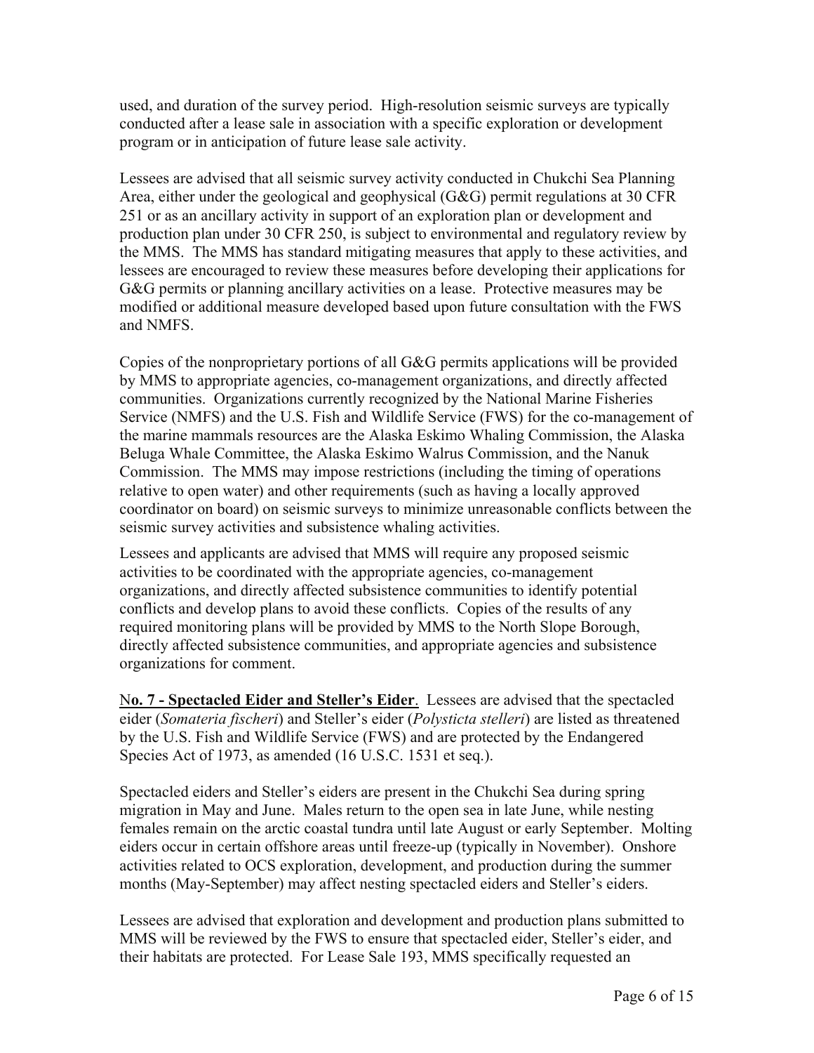used, and duration of the survey period. High-resolution seismic surveys are typically conducted after a lease sale in association with a specific exploration or development program or in anticipation of future lease sale activity.

Lessees are advised that all seismic survey activity conducted in Chukchi Sea Planning Area, either under the geological and geophysical (G&G) permit regulations at 30 CFR 251 or as an ancillary activity in support of an exploration plan or development and production plan under 30 CFR 250, is subject to environmental and regulatory review by the MMS. The MMS has standard mitigating measures that apply to these activities, and lessees are encouraged to review these measures before developing their applications for G&G permits or planning ancillary activities on a lease. Protective measures may be modified or additional measure developed based upon future consultation with the FWS and NMFS.

Copies of the nonproprietary portions of all G&G permits applications will be provided by MMS to appropriate agencies, co-management organizations, and directly affected communities. Organizations currently recognized by the National Marine Fisheries Service (NMFS) and the U.S. Fish and Wildlife Service (FWS) for the co-management of the marine mammals resources are the Alaska Eskimo Whaling Commission, the Alaska Beluga Whale Committee, the Alaska Eskimo Walrus Commission, and the Nanuk Commission. The MMS may impose restrictions (including the timing of operations relative to open water) and other requirements (such as having a locally approved coordinator on board) on seismic surveys to minimize unreasonable conflicts between the seismic survey activities and subsistence whaling activities.

Lessees and applicants are advised that MMS will require any proposed seismic activities to be coordinated with the appropriate agencies, co-management organizations, and directly affected subsistence communities to identify potential conflicts and develop plans to avoid these conflicts. Copies of the results of any required monitoring plans will be provided by MMS to the North Slope Borough, directly affected subsistence communities, and appropriate agencies and subsistence organizations for comment.

**No. 7 - Spectacled Eider and Steller's Eider**. Lessees are advised that the spectacled eider (*Somateria fischeri*) and Steller's eider (*Polysticta stelleri*) are listed as threatened by the U.S. Fish and Wildlife Service (FWS) and are protected by the Endangered Species Act of 1973, as amended (16 U.S.C. 1531 et seq.).

Spectacled eiders and Steller's eiders are present in the Chukchi Sea during spring migration in May and June. Males return to the open sea in late June, while nesting females remain on the arctic coastal tundra until late August or early September. Molting eiders occur in certain offshore areas until freeze-up (typically in November). Onshore activities related to OCS exploration, development, and production during the summer months (May-September) may affect nesting spectacled eiders and Steller's eiders.

Lessees are advised that exploration and development and production plans submitted to MMS will be reviewed by the FWS to ensure that spectacled eider, Steller's eider, and their habitats are protected. For Lease Sale 193, MMS specifically requested an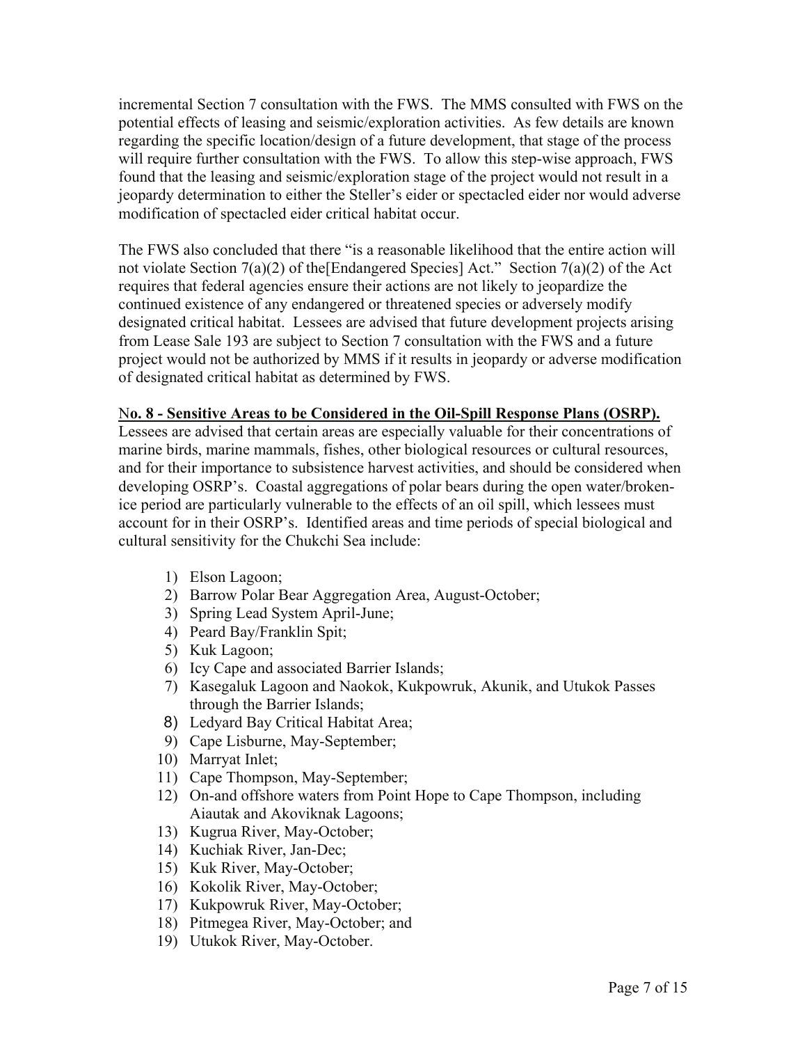incremental Section 7 consultation with the FWS. The MMS consulted with FWS on the potential effects of leasing and seismic/exploration activities. As few details are known regarding the specific location/design of a future development, that stage of the process will require further consultation with the FWS. To allow this step-wise approach, FWS found that the leasing and seismic/exploration stage of the project would not result in a jeopardy determination to either the Steller's eider or spectacled eider nor would adverse modification of spectacled eider critical habitat occur.

The FWS also concluded that there "is a reasonable likelihood that the entire action will not violate Section 7(a)(2) of the[Endangered Species] Act." Section 7(a)(2) of the Act requires that federal agencies ensure their actions are not likely to jeopardize the continued existence of any endangered or threatened species or adversely modify designated critical habitat. Lessees are advised that future development projects arising from Lease Sale 193 are subject to Section 7 consultation with the FWS and a future project would not be authorized by MMS if it results in jeopardy or adverse modification of designated critical habitat as determined by FWS.

**No. 8 - Sensitive Areas to be Considered in the Oil-Spill Response Plans (OSRP).**

Lessees are advised that certain areas are especially valuable for their concentrations of marine birds, marine mammals, fishes, other biological resources or cultural resources, and for their importance to subsistence harvest activities, and should be considered when developing OSRP's. Coastal aggregations of polar bears during the open water/broken-ice period are particularly vulnerable to the effects of an oil spill, which lessees must account for in their OSRP's. Identified areas and time periods of special biological and cultural sensitivity for the Chukchi Sea include:

1) Elson Lagoon;
2) Barrow Polar Bear Aggregation Area, August-October;
3) Spring Lead System April-June;
4) Peard Bay/Franklin Spit;
5) Kuk Lagoon;
6) Icy Cape and associated Barrier Islands;
7) Kasegaluk Lagoon and Naokok, Kukpowruk, Akunik, and Utukok Passes through the Barrier Islands;
8) Ledyard Bay Critical Habitat Area;
9) Cape Lisburne, May-September;
10) Marryat Inlet;
11) Cape Thompson, May-September;
12) On-and offshore waters from Point Hope to Cape Thompson, including Aiautak and Akoviknak Lagoons;
13) Kugrua River, May-October;
14) Kuchiak River, Jan-Dec;
15) Kuk River, May-October;
16) Kokolik River, May-October;
17) Kukpowruk River, May-October;
18) Pitmegea River, May-October; and
19) Utukok River, May-October.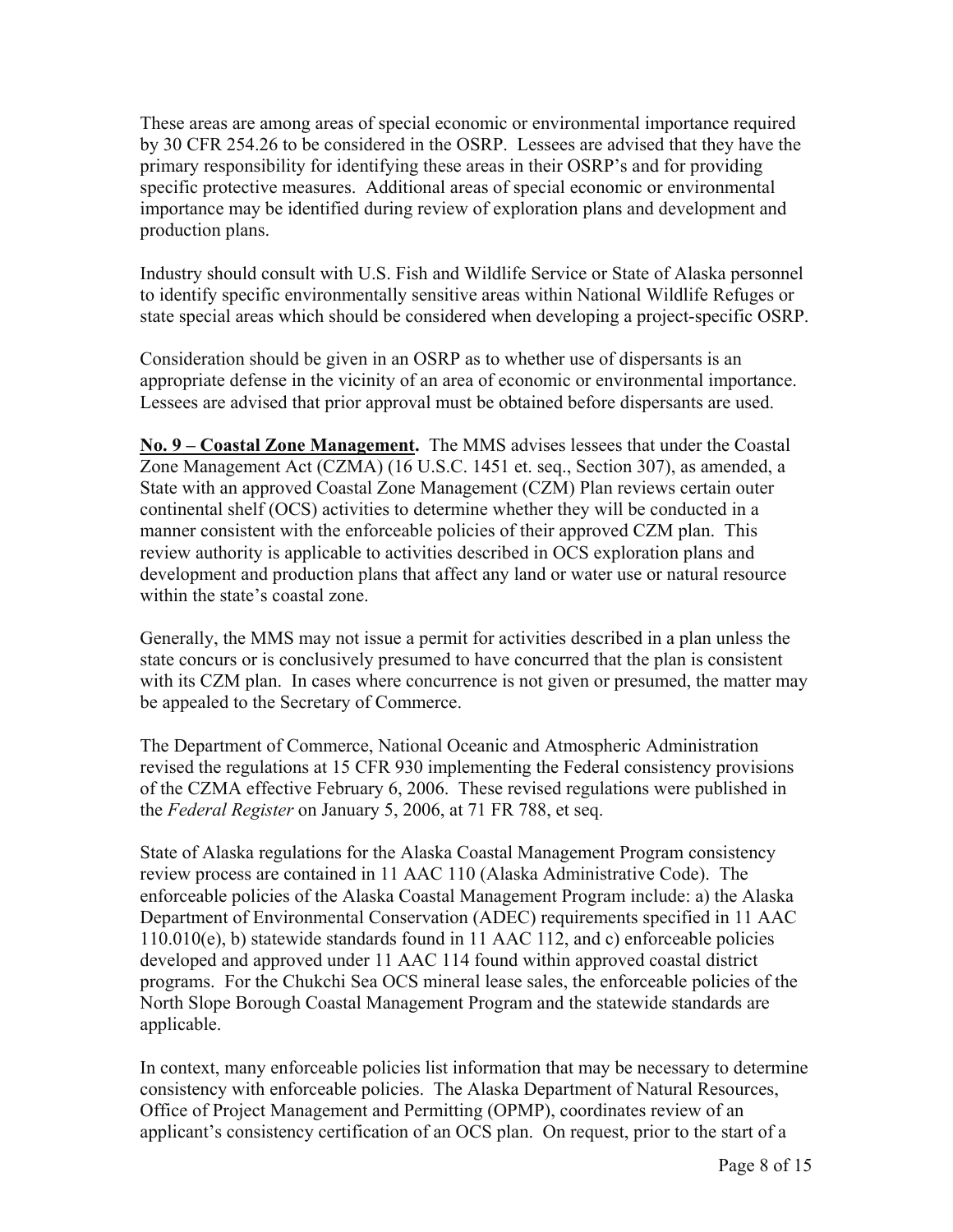These areas are among areas of special economic or environmental importance required by 30 CFR 254.26 to be considered in the OSRP. Lessees are advised that they have the primary responsibility for identifying these areas in their OSRP's and for providing specific protective measures. Additional areas of special economic or environmental importance may be identified during review of exploration plans and development and production plans.

Industry should consult with U.S. Fish and Wildlife Service or State of Alaska personnel to identify specific environmentally sensitive areas within National Wildlife Refuges or state special areas which should be considered when developing a project-specific OSRP.

Consideration should be given in an OSRP as to whether use of dispersants is an appropriate defense in the vicinity of an area of economic or environmental importance. Lessees are advised that prior approval must be obtained before dispersants are used.

**No. 9 – Coastal Zone Management.** The MMS advises lessees that under the Coastal Zone Management Act (CZMA) (16 U.S.C. 1451 et. seq., Section 307), as amended, a State with an approved Coastal Zone Management (CZM) Plan reviews certain outer continental shelf (OCS) activities to determine whether they will be conducted in a manner consistent with the enforceable policies of their approved CZM plan. This review authority is applicable to activities described in OCS exploration plans and development and production plans that affect any land or water use or natural resource within the state's coastal zone.

Generally, the MMS may not issue a permit for activities described in a plan unless the state concurs or is conclusively presumed to have concurred that the plan is consistent with its CZM plan. In cases where concurrence is not given or presumed, the matter may be appealed to the Secretary of Commerce.

The Department of Commerce, National Oceanic and Atmospheric Administration revised the regulations at 15 CFR 930 implementing the Federal consistency provisions of the CZMA effective February 6, 2006. These revised regulations were published in the *Federal Register* on January 5, 2006, at 71 FR 788, et seq.

State of Alaska regulations for the Alaska Coastal Management Program consistency review process are contained in 11 AAC 110 (Alaska Administrative Code). The enforceable policies of the Alaska Coastal Management Program include: a) the Alaska Department of Environmental Conservation (ADEC) requirements specified in 11 AAC 110.010(e), b) statewide standards found in 11 AAC 112, and c) enforceable policies developed and approved under 11 AAC 114 found within approved coastal district programs. For the Chukchi Sea OCS mineral lease sales, the enforceable policies of the North Slope Borough Coastal Management Program and the statewide standards are applicable.

In context, many enforceable policies list information that may be necessary to determine consistency with enforceable policies. The Alaska Department of Natural Resources, Office of Project Management and Permitting (OPMP), coordinates review of an applicant's consistency certification of an OCS plan. On request, prior to the start of a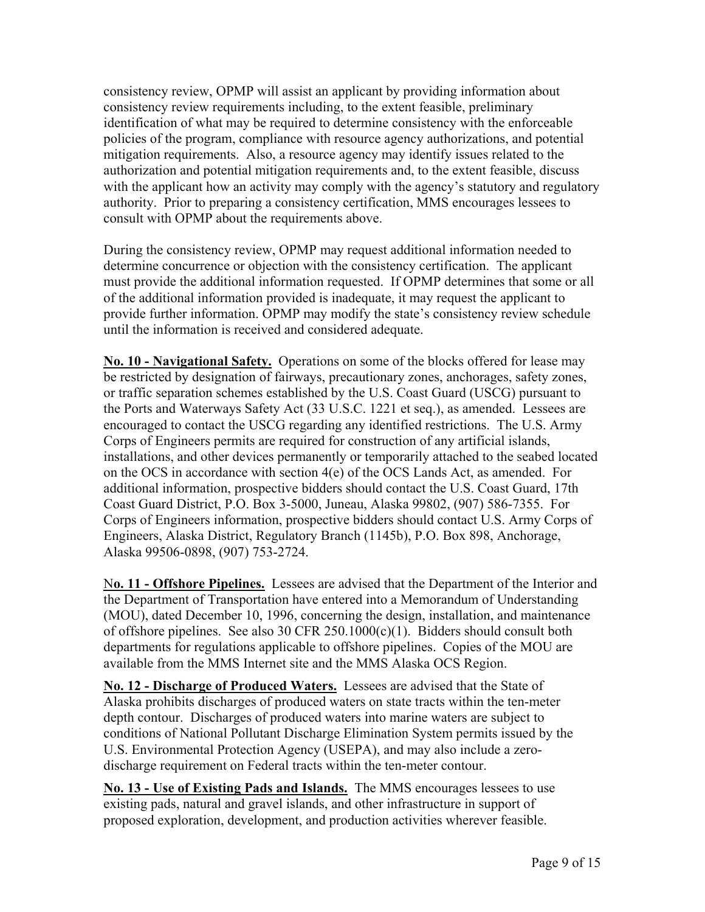consistency review, OPMP will assist an applicant by providing information about consistency review requirements including, to the extent feasible, preliminary identification of what may be required to determine consistency with the enforceable policies of the program, compliance with resource agency authorizations, and potential mitigation requirements. Also, a resource agency may identify issues related to the authorization and potential mitigation requirements and, to the extent feasible, discuss with the applicant how an activity may comply with the agency's statutory and regulatory authority. Prior to preparing a consistency certification, MMS encourages lessees to consult with OPMP about the requirements above.

During the consistency review, OPMP may request additional information needed to determine concurrence or objection with the consistency certification. The applicant must provide the additional information requested. If OPMP determines that some or all of the additional information provided is inadequate, it may request the applicant to provide further information. OPMP may modify the state's consistency review schedule until the information is received and considered adequate.

**No. 10 - Navigational Safety.** Operations on some of the blocks offered for lease may be restricted by designation of fairways, precautionary zones, anchorages, safety zones, or traffic separation schemes established by the U.S. Coast Guard (USCG) pursuant to the Ports and Waterways Safety Act (33 U.S.C. 1221 et seq.), as amended. Lessees are encouraged to contact the USCG regarding any identified restrictions. The U.S. Army Corps of Engineers permits are required for construction of any artificial islands, installations, and other devices permanently or temporarily attached to the seabed located on the OCS in accordance with section 4(e) of the OCS Lands Act, as amended. For additional information, prospective bidders should contact the U.S. Coast Guard, 17th Coast Guard District, P.O. Box 3-5000, Juneau, Alaska 99802, (907) 586-7355. For Corps of Engineers information, prospective bidders should contact U.S. Army Corps of Engineers, Alaska District, Regulatory Branch (1145b), P.O. Box 898, Anchorage, Alaska 99506-0898, (907) 753-2724.

**No. 11 - Offshore Pipelines.** Lessees are advised that the Department of the Interior and the Department of Transportation have entered into a Memorandum of Understanding (MOU), dated December 10, 1996, concerning the design, installation, and maintenance of offshore pipelines. See also 30 CFR 250.1000(c)(1). Bidders should consult both departments for regulations applicable to offshore pipelines. Copies of the MOU are available from the MMS Internet site and the MMS Alaska OCS Region.

**No. 12 - Discharge of Produced Waters.** Lessees are advised that the State of Alaska prohibits discharges of produced waters on state tracts within the ten-meter depth contour. Discharges of produced waters into marine waters are subject to conditions of National Pollutant Discharge Elimination System permits issued by the U.S. Environmental Protection Agency (USEPA), and may also include a zero-discharge requirement on Federal tracts within the ten-meter contour.

**No. 13 - Use of Existing Pads and Islands.** The MMS encourages lessees to use existing pads, natural and gravel islands, and other infrastructure in support of proposed exploration, development, and production activities wherever feasible.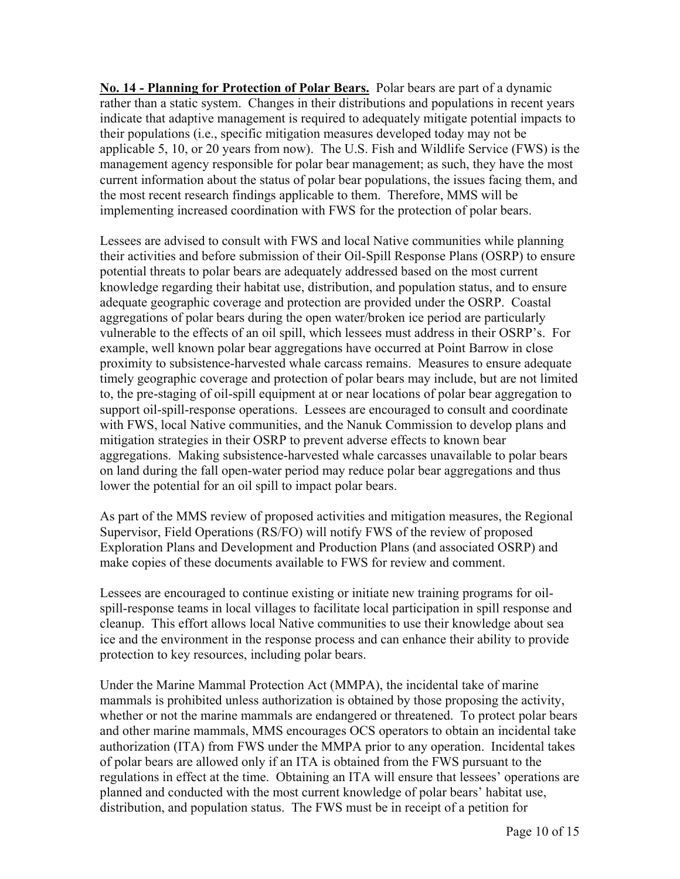**No. 14 - Planning for Protection of Polar Bears.** Polar bears are part of a dynamic rather than a static system. Changes in their distributions and populations in recent years indicate that adaptive management is required to adequately mitigate potential impacts to their populations (i.e., specific mitigation measures developed today may not be applicable 5, 10, or 20 years from now). The U.S. Fish and Wildlife Service (FWS) is the management agency responsible for polar bear management; as such, they have the most current information about the status of polar bear populations, the issues facing them, and the most recent research findings applicable to them. Therefore, MMS will be implementing increased coordination with FWS for the protection of polar bears.

Lessees are advised to consult with FWS and local Native communities while planning their activities and before submission of their Oil-Spill Response Plans (OSRP) to ensure potential threats to polar bears are adequately addressed based on the most current knowledge regarding their habitat use, distribution, and population status, and to ensure adequate geographic coverage and protection are provided under the OSRP. Coastal aggregations of polar bears during the open water/broken ice period are particularly vulnerable to the effects of an oil spill, which lessees must address in their OSRP's. For example, well known polar bear aggregations have occurred at Point Barrow in close proximity to subsistence-harvested whale carcass remains. Measures to ensure adequate timely geographic coverage and protection of polar bears may include, but are not limited to, the pre-staging of oil-spill equipment at or near locations of polar bear aggregation to support oil-spill-response operations. Lessees are encouraged to consult and coordinate with FWS, local Native communities, and the Nanuk Commission to develop plans and mitigation strategies in their OSRP to prevent adverse effects to known bear aggregations. Making subsistence-harvested whale carcasses unavailable to polar bears on land during the fall open-water period may reduce polar bear aggregations and thus lower the potential for an oil spill to impact polar bears.

As part of the MMS review of proposed activities and mitigation measures, the Regional Supervisor, Field Operations (RS/FO) will notify FWS of the review of proposed Exploration Plans and Development and Production Plans (and associated OSRP) and make copies of these documents available to FWS for review and comment.

Lessees are encouraged to continue existing or initiate new training programs for oil-spill-response teams in local villages to facilitate local participation in spill response and cleanup. This effort allows local Native communities to use their knowledge about sea ice and the environment in the response process and can enhance their ability to provide protection to key resources, including polar bears.

Under the Marine Mammal Protection Act (MMPA), the incidental take of marine mammals is prohibited unless authorization is obtained by those proposing the activity, whether or not the marine mammals are endangered or threatened. To protect polar bears and other marine mammals, MMS encourages OCS operators to obtain an incidental take authorization (ITA) from FWS under the MMPA prior to any operation. Incidental takes of polar bears are allowed only if an ITA is obtained from the FWS pursuant to the regulations in effect at the time. Obtaining an ITA will ensure that lessees' operations are planned and conducted with the most current knowledge of polar bears' habitat use, distribution, and population status. The FWS must be in receipt of a petition for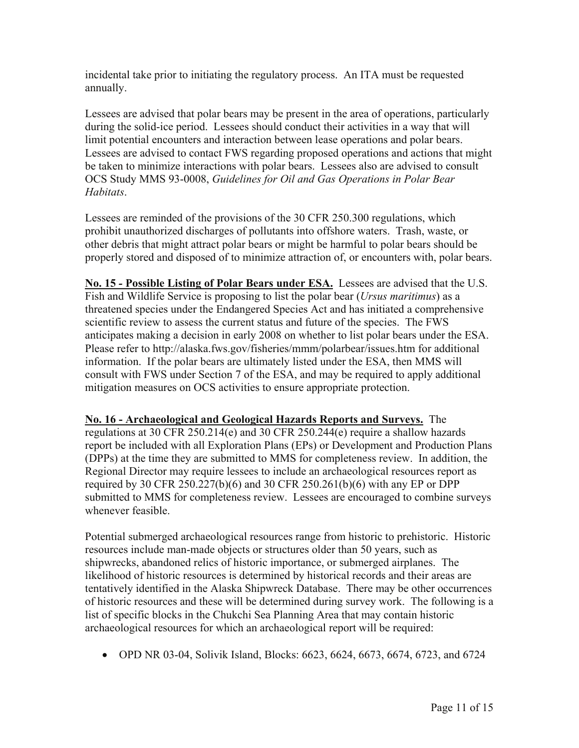incidental take prior to initiating the regulatory process. An ITA must be requested annually.

Lessees are advised that polar bears may be present in the area of operations, particularly during the solid-ice period. Lessees should conduct their activities in a way that will limit potential encounters and interaction between lease operations and polar bears. Lessees are advised to contact FWS regarding proposed operations and actions that might be taken to minimize interactions with polar bears. Lessees also are advised to consult OCS Study MMS 93-0008, *Guidelines for Oil and Gas Operations in Polar Bear Habitats*.

Lessees are reminded of the provisions of the 30 CFR 250.300 regulations, which prohibit unauthorized discharges of pollutants into offshore waters. Trash, waste, or other debris that might attract polar bears or might be harmful to polar bears should be properly stored and disposed of to minimize attraction of, or encounters with, polar bears.

**No. 15 - Possible Listing of Polar Bears under ESA.** Lessees are advised that the U.S. Fish and Wildlife Service is proposing to list the polar bear (*Ursus maritimus*) as a threatened species under the Endangered Species Act and has initiated a comprehensive scientific review to assess the current status and future of the species. The FWS anticipates making a decision in early 2008 on whether to list polar bears under the ESA. Please refer to http://alaska.fws.gov/fisheries/mmm/polarbear/issues.htm for additional information. If the polar bears are ultimately listed under the ESA, then MMS will consult with FWS under Section 7 of the ESA, and may be required to apply additional mitigation measures on OCS activities to ensure appropriate protection.

**No. 16 - Archaeological and Geological Hazards Reports and Surveys.** The regulations at 30 CFR 250.214(e) and 30 CFR 250.244(e) require a shallow hazards report be included with all Exploration Plans (EPs) or Development and Production Plans (DPPs) at the time they are submitted to MMS for completeness review. In addition, the Regional Director may require lessees to include an archaeological resources report as required by 30 CFR 250.227(b)(6) and 30 CFR 250.261(b)(6) with any EP or DPP submitted to MMS for completeness review. Lessees are encouraged to combine surveys whenever feasible.

Potential submerged archaeological resources range from historic to prehistoric. Historic resources include man-made objects or structures older than 50 years, such as shipwrecks, abandoned relics of historic importance, or submerged airplanes. The likelihood of historic resources is determined by historical records and their areas are tentatively identified in the Alaska Shipwreck Database. There may be other occurrences of historic resources and these will be determined during survey work. The following is a list of specific blocks in the Chukchi Sea Planning Area that may contain historic archaeological resources for which an archaeological report will be required:

- OPD NR 03-04, Solivik Island, Blocks: 6623, 6624, 6673, 6674, 6723, and 6724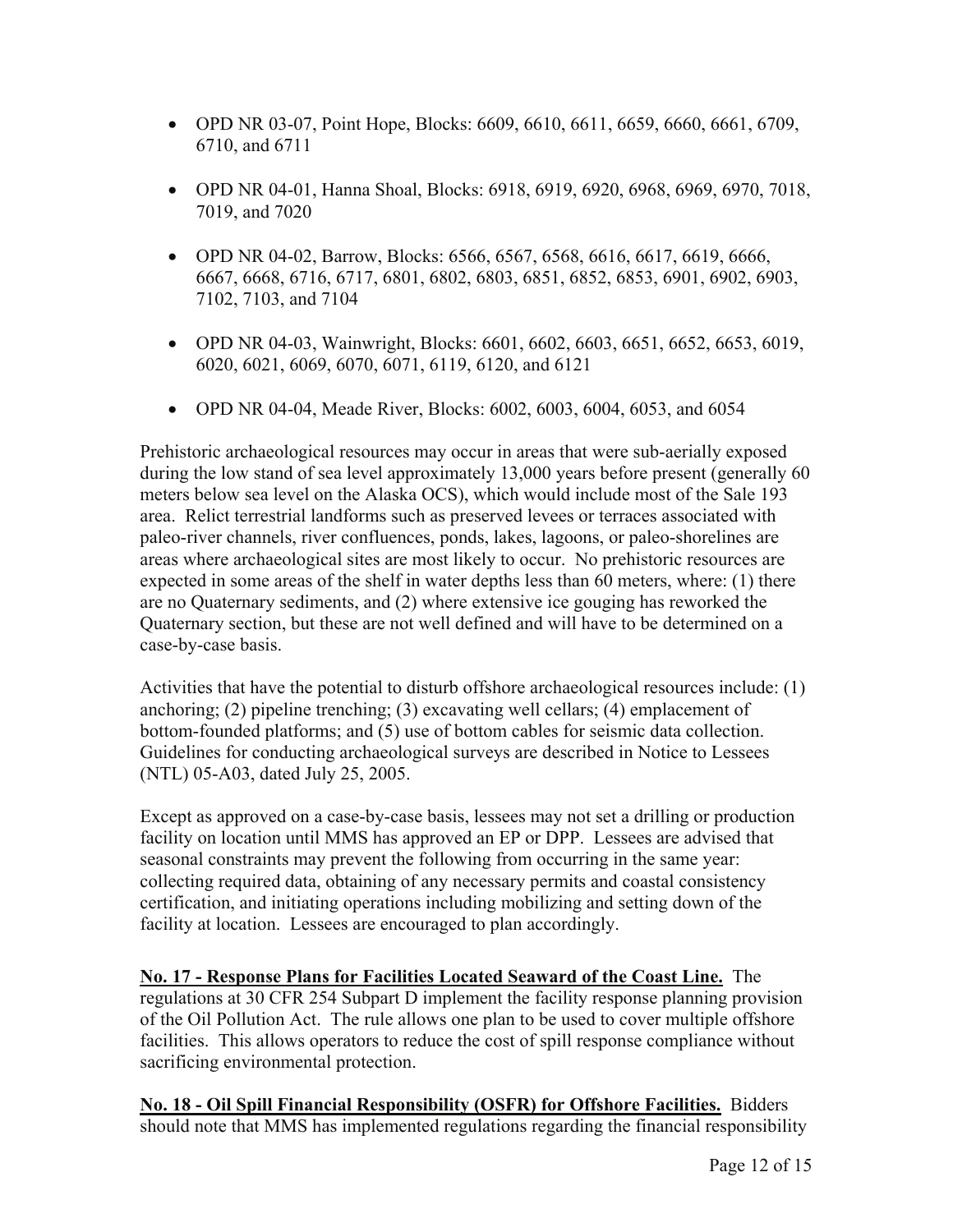- OPD NR 03-07, Point Hope, Blocks: 6609, 6610, 6611, 6659, 6660, 6661, 6709, 6710, and 6711
- OPD NR 04-01, Hanna Shoal, Blocks: 6918, 6919, 6920, 6968, 6969, 6970, 7018, 7019, and 7020
- OPD NR 04-02, Barrow, Blocks: 6566, 6567, 6568, 6616, 6617, 6619, 6666, 6667, 6668, 6716, 6717, 6801, 6802, 6803, 6851, 6852, 6853, 6901, 6902, 6903, 7102, 7103, and 7104
- OPD NR 04-03, Wainwright, Blocks: 6601, 6602, 6603, 6651, 6652, 6653, 6019, 6020, 6021, 6069, 6070, 6071, 6119, 6120, and 6121
- OPD NR 04-04, Meade River, Blocks: 6002, 6003, 6004, 6053, and 6054

Prehistoric archaeological resources may occur in areas that were sub-aerially exposed during the low stand of sea level approximately 13,000 years before present (generally 60 meters below sea level on the Alaska OCS), which would include most of the Sale 193 area. Relict terrestrial landforms such as preserved levees or terraces associated with paleo-river channels, river confluences, ponds, lakes, lagoons, or paleo-shorelines are areas where archaeological sites are most likely to occur. No prehistoric resources are expected in some areas of the shelf in water depths less than 60 meters, where: (1) there are no Quaternary sediments, and (2) where extensive ice gouging has reworked the Quaternary section, but these are not well defined and will have to be determined on a case-by-case basis.

Activities that have the potential to disturb offshore archaeological resources include: (1) anchoring; (2) pipeline trenching; (3) excavating well cellars; (4) emplacement of bottom-founded platforms; and (5) use of bottom cables for seismic data collection. Guidelines for conducting archaeological surveys are described in Notice to Lessees (NTL) 05-A03, dated July 25, 2005.

Except as approved on a case-by-case basis, lessees may not set a drilling or production facility on location until MMS has approved an EP or DPP. Lessees are advised that seasonal constraints may prevent the following from occurring in the same year: collecting required data, obtaining of any necessary permits and coastal consistency certification, and initiating operations including mobilizing and setting down of the facility at location. Lessees are encouraged to plan accordingly.

**No. 17 - Response Plans for Facilities Located Seaward of the Coast Line.** The regulations at 30 CFR 254 Subpart D implement the facility response planning provision of the Oil Pollution Act. The rule allows one plan to be used to cover multiple offshore facilities. This allows operators to reduce the cost of spill response compliance without sacrificing environmental protection.

**No. 18 - Oil Spill Financial Responsibility (OSFR) for Offshore Facilities.** Bidders should note that MMS has implemented regulations regarding the financial responsibility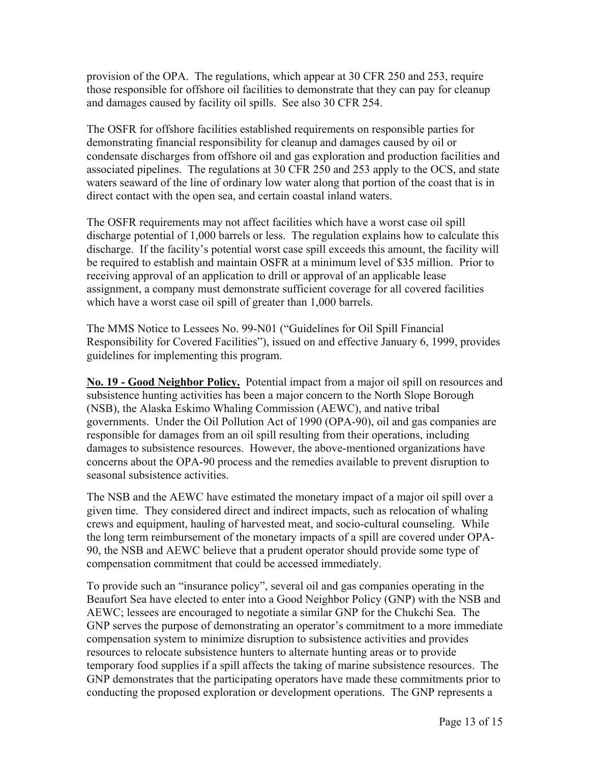provision of the OPA. The regulations, which appear at 30 CFR 250 and 253, require those responsible for offshore oil facilities to demonstrate that they can pay for cleanup and damages caused by facility oil spills. See also 30 CFR 254.

The OSFR for offshore facilities established requirements on responsible parties for demonstrating financial responsibility for cleanup and damages caused by oil or condensate discharges from offshore oil and gas exploration and production facilities and associated pipelines. The regulations at 30 CFR 250 and 253 apply to the OCS, and state waters seaward of the line of ordinary low water along that portion of the coast that is in direct contact with the open sea, and certain coastal inland waters.

The OSFR requirements may not affect facilities which have a worst case oil spill discharge potential of 1,000 barrels or less. The regulation explains how to calculate this discharge. If the facility's potential worst case spill exceeds this amount, the facility will be required to establish and maintain OSFR at a minimum level of $35 million. Prior to receiving approval of an application to drill or approval of an applicable lease assignment, a company must demonstrate sufficient coverage for all covered facilities which have a worst case oil spill of greater than 1,000 barrels.

The MMS Notice to Lessees No. 99-N01 ("Guidelines for Oil Spill Financial Responsibility for Covered Facilities"), issued on and effective January 6, 1999, provides guidelines for implementing this program.

**No. 19 - Good Neighbor Policy.** Potential impact from a major oil spill on resources and subsistence hunting activities has been a major concern to the North Slope Borough (NSB), the Alaska Eskimo Whaling Commission (AEWC), and native tribal governments. Under the Oil Pollution Act of 1990 (OPA-90), oil and gas companies are responsible for damages from an oil spill resulting from their operations, including damages to subsistence resources. However, the above-mentioned organizations have concerns about the OPA-90 process and the remedies available to prevent disruption to seasonal subsistence activities.

The NSB and the AEWC have estimated the monetary impact of a major oil spill over a given time. They considered direct and indirect impacts, such as relocation of whaling crews and equipment, hauling of harvested meat, and socio-cultural counseling. While the long term reimbursement of the monetary impacts of a spill are covered under OPA-90, the NSB and AEWC believe that a prudent operator should provide some type of compensation commitment that could be accessed immediately.

To provide such an "insurance policy", several oil and gas companies operating in the Beaufort Sea have elected to enter into a Good Neighbor Policy (GNP) with the NSB and AEWC; lessees are encouraged to negotiate a similar GNP for the Chukchi Sea. The GNP serves the purpose of demonstrating an operator's commitment to a more immediate compensation system to minimize disruption to subsistence activities and provides resources to relocate subsistence hunters to alternate hunting areas or to provide temporary food supplies if a spill affects the taking of marine subsistence resources. The GNP demonstrates that the participating operators have made these commitments prior to conducting the proposed exploration or development operations. The GNP represents a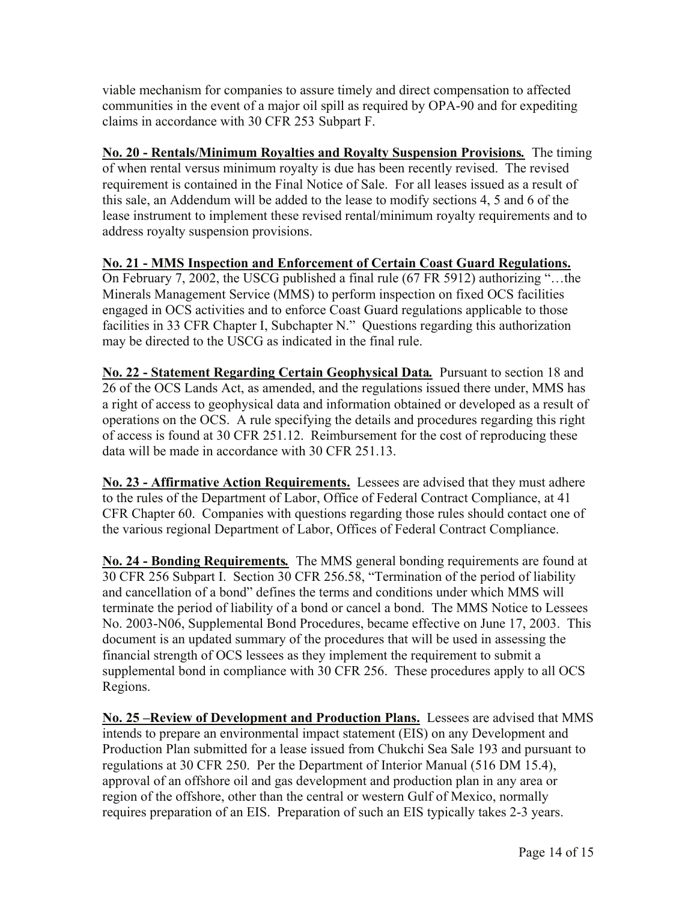viable mechanism for companies to assure timely and direct compensation to affected communities in the event of a major oil spill as required by OPA-90 and for expediting claims in accordance with 30 CFR 253 Subpart F.

**No. 20 - Rentals/Minimum Royalties and Royalty Suspension Provisions.** The timing of when rental versus minimum royalty is due has been recently revised. The revised requirement is contained in the Final Notice of Sale. For all leases issued as a result of this sale, an Addendum will be added to the lease to modify sections 4, 5 and 6 of the lease instrument to implement these revised rental/minimum royalty requirements and to address royalty suspension provisions.

**No. 21 - MMS Inspection and Enforcement of Certain Coast Guard Regulations.** On February 7, 2002, the USCG published a final rule (67 FR 5912) authorizing "…the Minerals Management Service (MMS) to perform inspection on fixed OCS facilities engaged in OCS activities and to enforce Coast Guard regulations applicable to those facilities in 33 CFR Chapter I, Subchapter N." Questions regarding this authorization may be directed to the USCG as indicated in the final rule.

**No. 22 - Statement Regarding Certain Geophysical Data.** Pursuant to section 18 and 26 of the OCS Lands Act, as amended, and the regulations issued there under, MMS has a right of access to geophysical data and information obtained or developed as a result of operations on the OCS. A rule specifying the details and procedures regarding this right of access is found at 30 CFR 251.12. Reimbursement for the cost of reproducing these data will be made in accordance with 30 CFR 251.13.

**No. 23 - Affirmative Action Requirements.** Lessees are advised that they must adhere to the rules of the Department of Labor, Office of Federal Contract Compliance, at 41 CFR Chapter 60. Companies with questions regarding those rules should contact one of the various regional Department of Labor, Offices of Federal Contract Compliance.

**No. 24 - Bonding Requirements.** The MMS general bonding requirements are found at 30 CFR 256 Subpart I. Section 30 CFR 256.58, "Termination of the period of liability and cancellation of a bond" defines the terms and conditions under which MMS will terminate the period of liability of a bond or cancel a bond. The MMS Notice to Lessees No. 2003-N06, Supplemental Bond Procedures, became effective on June 17, 2003. This document is an updated summary of the procedures that will be used in assessing the financial strength of OCS lessees as they implement the requirement to submit a supplemental bond in compliance with 30 CFR 256. These procedures apply to all OCS Regions.

**No. 25 –Review of Development and Production Plans.** Lessees are advised that MMS intends to prepare an environmental impact statement (EIS) on any Development and Production Plan submitted for a lease issued from Chukchi Sea Sale 193 and pursuant to regulations at 30 CFR 250. Per the Department of Interior Manual (516 DM 15.4), approval of an offshore oil and gas development and production plan in any area or region of the offshore, other than the central or western Gulf of Mexico, normally requires preparation of an EIS. Preparation of such an EIS typically takes 2-3 years.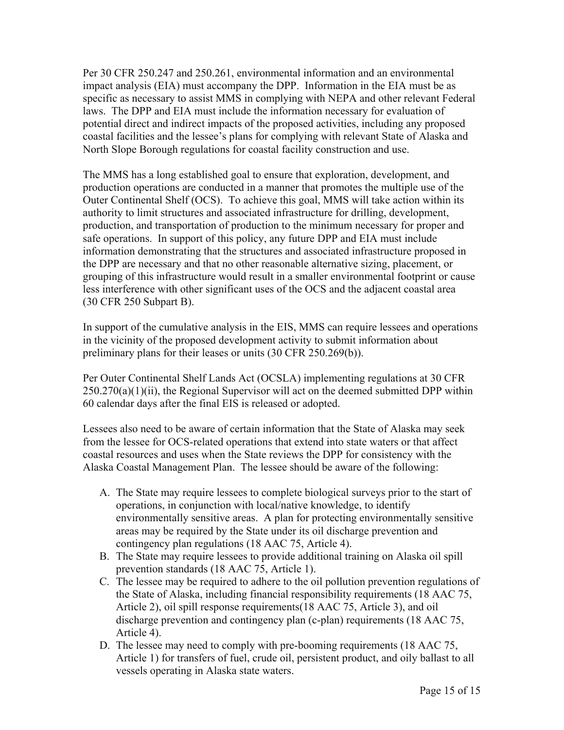Per 30 CFR 250.247 and 250.261, environmental information and an environmental impact analysis (EIA) must accompany the DPP. Information in the EIA must be as specific as necessary to assist MMS in complying with NEPA and other relevant Federal laws. The DPP and EIA must include the information necessary for evaluation of potential direct and indirect impacts of the proposed activities, including any proposed coastal facilities and the lessee's plans for complying with relevant State of Alaska and North Slope Borough regulations for coastal facility construction and use.

The MMS has a long established goal to ensure that exploration, development, and production operations are conducted in a manner that promotes the multiple use of the Outer Continental Shelf (OCS). To achieve this goal, MMS will take action within its authority to limit structures and associated infrastructure for drilling, development, production, and transportation of production to the minimum necessary for proper and safe operations. In support of this policy, any future DPP and EIA must include information demonstrating that the structures and associated infrastructure proposed in the DPP are necessary and that no other reasonable alternative sizing, placement, or grouping of this infrastructure would result in a smaller environmental footprint or cause less interference with other significant uses of the OCS and the adjacent coastal area (30 CFR 250 Subpart B).

In support of the cumulative analysis in the EIS, MMS can require lessees and operations in the vicinity of the proposed development activity to submit information about preliminary plans for their leases or units (30 CFR 250.269(b)).

Per Outer Continental Shelf Lands Act (OCSLA) implementing regulations at 30 CFR 250.270(a)(1)(ii), the Regional Supervisor will act on the deemed submitted DPP within 60 calendar days after the final EIS is released or adopted.

Lessees also need to be aware of certain information that the State of Alaska may seek from the lessee for OCS-related operations that extend into state waters or that affect coastal resources and uses when the State reviews the DPP for consistency with the Alaska Coastal Management Plan. The lessee should be aware of the following:

A. The State may require lessees to complete biological surveys prior to the start of operations, in conjunction with local/native knowledge, to identify environmentally sensitive areas. A plan for protecting environmentally sensitive areas may be required by the State under its oil discharge prevention and contingency plan regulations (18 AAC 75, Article 4).
B. The State may require lessees to provide additional training on Alaska oil spill prevention standards (18 AAC 75, Article 1).
C. The lessee may be required to adhere to the oil pollution prevention regulations of the State of Alaska, including financial responsibility requirements (18 AAC 75, Article 2), oil spill response requirements(18 AAC 75, Article 3), and oil discharge prevention and contingency plan (c-plan) requirements (18 AAC 75, Article 4).
D. The lessee may need to comply with pre-booming requirements (18 AAC 75, Article 1) for transfers of fuel, crude oil, persistent product, and oily ballast to all vessels operating in Alaska state waters.